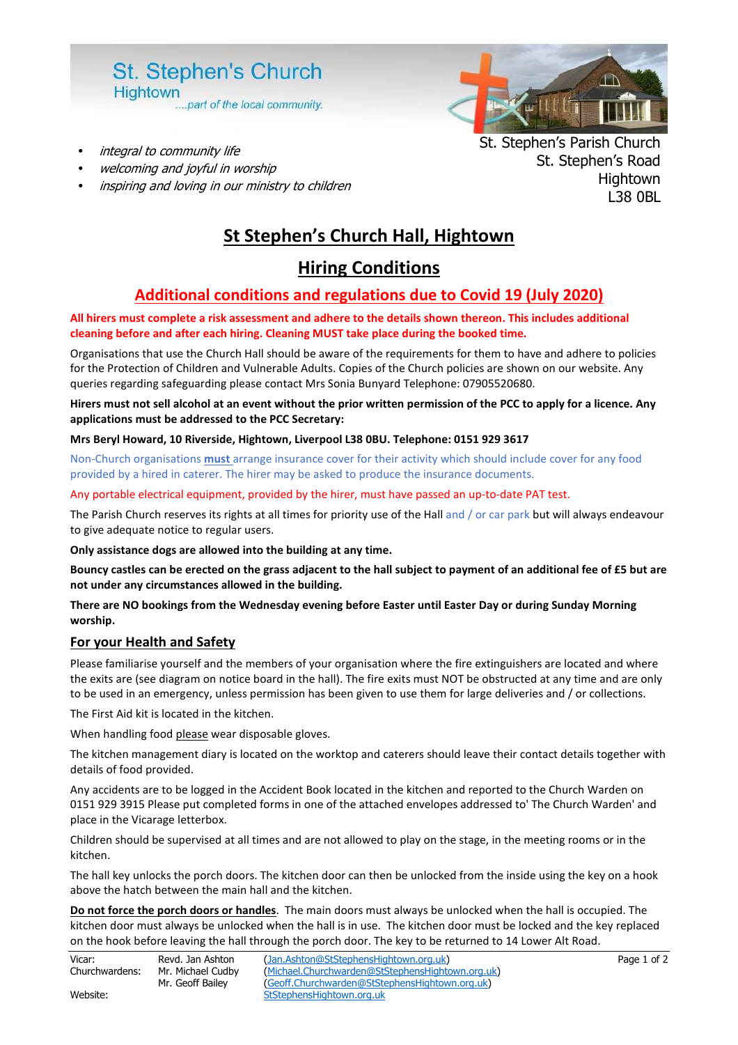St. Stephen's Church
Hightown
....part of the local community.

- *integral to community life*
- *welcoming and joyful in worship*
- *inspiring and loving in our ministry to children*

St. Stephen's Parish Church
St. Stephen's Road
Hightown
L38 0BL

# St Stephen's Church Hall, Hightown

## Hiring Conditions

## Additional conditions and regulations due to Covid 19 (July 2020)

**All hirers must complete a risk assessment and adhere to the details shown thereon. This includes additional cleaning before and after each hiring. Cleaning MUST take place during the booked time.**

Organisations that use the Church Hall should be aware of the requirements for them to have and adhere to policies for the Protection of Children and Vulnerable Adults. Copies of the Church policies are shown on our website. Any queries regarding safeguarding please contact Mrs Sonia Bunyard Telephone: 07905520680.

**Hirers must not sell alcohol at an event without the prior written permission of the PCC to apply for a licence. Any applications must be addressed to the PCC Secretary:**

**Mrs Beryl Howard, 10 Riverside, Hightown, Liverpool L38 0BU. Telephone: 0151 929 3617**

Non-Church organisations **must** arrange insurance cover for their activity which should include cover for any food provided by a hired in caterer. The hirer may be asked to produce the insurance documents.

Any portable electrical equipment, provided by the hirer, must have passed an up-to-date PAT test.

The Parish Church reserves its rights at all times for priority use of the Hall and / or car park but will always endeavour to give adequate notice to regular users.

**Only assistance dogs are allowed into the building at any time.**

**Bouncy castles can be erected on the grass adjacent to the hall subject to payment of an additional fee of £5 but are not under any circumstances allowed in the building.**

**There are NO bookings from the Wednesday evening before Easter until Easter Day or during Sunday Morning worship.**

### For your Health and Safety

Please familiarise yourself and the members of your organisation where the fire extinguishers are located and where the exits are (see diagram on notice board in the hall). The fire exits must NOT be obstructed at any time and are only to be used in an emergency, unless permission has been given to use them for large deliveries and / or collections.

The First Aid kit is located in the kitchen.

When handling food please wear disposable gloves.

The kitchen management diary is located on the worktop and caterers should leave their contact details together with details of food provided.

Any accidents are to be logged in the Accident Book located in the kitchen and reported to the Church Warden on 0151 929 3915 Please put completed forms in one of the attached envelopes addressed to' The Church Warden' and place in the Vicarage letterbox.

Children should be supervised at all times and are not allowed to play on the stage, in the meeting rooms or in the kitchen.

The hall key unlocks the porch doors. The kitchen door can then be unlocked from the inside using the key on a hook above the hatch between the main hall and the kitchen.

**Do not force the porch doors or handles**. The main doors must always be unlocked when the hall is occupied. The kitchen door must always be unlocked when the hall is in use. The kitchen door must be locked and the key replaced on the hook before leaving the hall through the porch door. The key to be returned to 14 Lower Alt Road.

| | | |
|---|---|---|
| Vicar: | Revd. Jan Ashton | (Jan.Ashton@StStephensHightown.org.uk) |
| Churchwardens: | Mr. Michael Cudby | (Michael.Churchwarden@StStephensHightown.org.uk) |
| | Mr. Geoff Bailey | (Geoff.Churchwarden@StStephensHightown.org.uk) |
| Website: | | StStephensHightown.org.uk |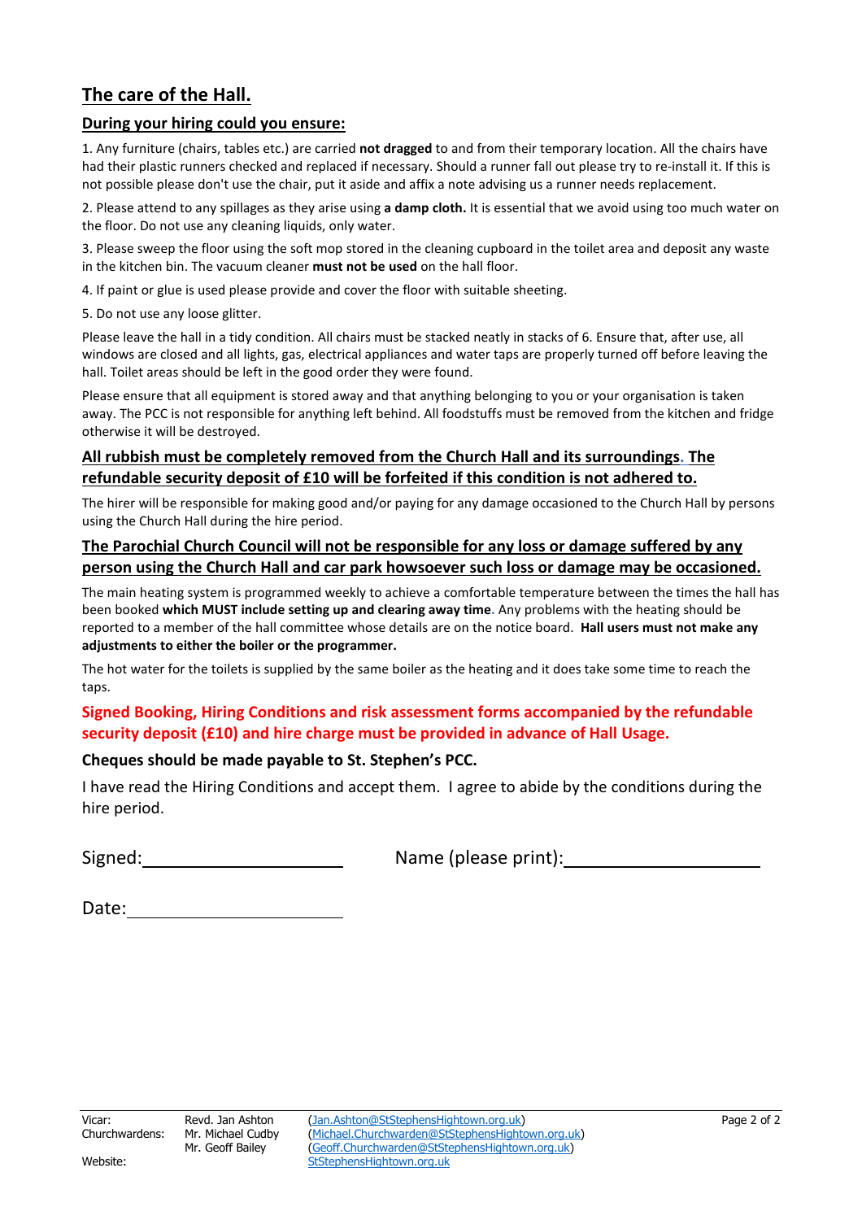## The care of the Hall.

### During your hiring could you ensure:

1. Any furniture (chairs, tables etc.) are carried **not dragged** to and from their temporary location. All the chairs have had their plastic runners checked and replaced if necessary. Should a runner fall out please try to re-install it. If this is not possible please don't use the chair, put it aside and affix a note advising us a runner needs replacement.

2. Please attend to any spillages as they arise using **a damp cloth.** It is essential that we avoid using too much water on the floor. Do not use any cleaning liquids, only water.

3. Please sweep the floor using the soft mop stored in the cleaning cupboard in the toilet area and deposit any waste in the kitchen bin. The vacuum cleaner **must not be used** on the hall floor.

4. If paint or glue is used please provide and cover the floor with suitable sheeting.

5. Do not use any loose glitter.

Please leave the hall in a tidy condition. All chairs must be stacked neatly in stacks of 6. Ensure that, after use, all windows are closed and all lights, gas, electrical appliances and water taps are properly turned off before leaving the hall. Toilet areas should be left in the good order they were found.

Please ensure that all equipment is stored away and that anything belonging to you or your organisation is taken away. The PCC is not responsible for anything left behind. All foodstuffs must be removed from the kitchen and fridge otherwise it will be destroyed.

**All rubbish must be completely removed from the Church Hall and its surroundings. The refundable security deposit of £10 will be forfeited if this condition is not adhered to.**

The hirer will be responsible for making good and/or paying for any damage occasioned to the Church Hall by persons using the Church Hall during the hire period.

**The Parochial Church Council will not be responsible for any loss or damage suffered by any person using the Church Hall and car park howsoever such loss or damage may be occasioned.**

The main heating system is programmed weekly to achieve a comfortable temperature between the times the hall has been booked **which MUST include setting up and clearing away time**. Any problems with the heating should be reported to a member of the hall committee whose details are on the notice board. **Hall users must not make any adjustments to either the boiler or the programmer.**

The hot water for the toilets is supplied by the same boiler as the heating and it does take some time to reach the taps.

**Signed Booking, Hiring Conditions and risk assessment forms accompanied by the refundable security deposit (£10) and hire charge must be provided in advance of Hall Usage.**

**Cheques should be made payable to St. Stephen's PCC.**

I have read the Hiring Conditions and accept them. I agree to abide by the conditions during the hire period.

Signed: ____________________ Name (please print): ____________________

Date: ____________________